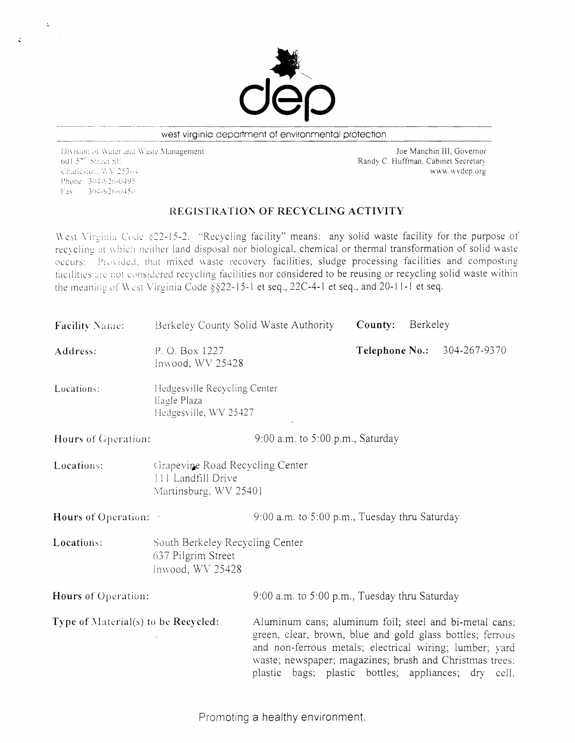dep

west virginia department of environmental protection

Division of Water and Waste Management
601 57th Street SE
Charleston, WV 25304
Phone: 304-926-0495
Fax: 304-926-0456

Joe Manchin III, Governor
Randy C. Huffman, Cabinet Secretary
www.wvdep.org

## REGISTRATION OF RECYCLING ACTIVITY

West Virginia Code §22-15-2. "Recycling facility" means: any solid waste facility for the purpose of recycling at which neither land disposal nor biological, chemical or thermal transformation of solid waste occurs: Provided, that mixed waste recovery facilities, sludge processing facilities and composting facilities are not considered recycling facilities nor considered to be reusing or recycling solid waste within the meaning of West Virginia Code §§22-15-1 et seq., 22C-4-1 et seq., and 20-11-1 et seq.

**Facility Name:** Berkeley County Solid Waste Authority **County:** Berkeley

**Address:** P. O. Box 1227, Inwood, WV 25428 **Telephone No.:** 304-267-9370

**Locations:** Hedgesville Recycling Center, Eagle Plaza, Hedgesville, WV 25427

**Hours of Operation:** 9:00 a.m. to 5:00 p.m., Saturday

**Locations:** Grapevine Road Recycling Center, 111 Landfill Drive, Martinsburg, WV 25401

**Hours of Operation:** 9:00 a.m. to 5:00 p.m., Tuesday thru Saturday

**Locations:** South Berkeley Recycling Center, 637 Pilgrim Street, Inwood, WV 25428

**Hours of Operation:** 9:00 a.m. to 5:00 p.m., Tuesday thru Saturday

**Type of Material(s) to be Recycled:** Aluminum cans; aluminum foil; steel and bi-metal cans; green, clear, brown, blue and gold glass bottles; ferrous and non-ferrous metals; electrical wiring; lumber; yard waste; newspaper; magazines; brush and Christmas trees; plastic bags; plastic bottles; appliances; dry cell,

Promoting a healthy environment.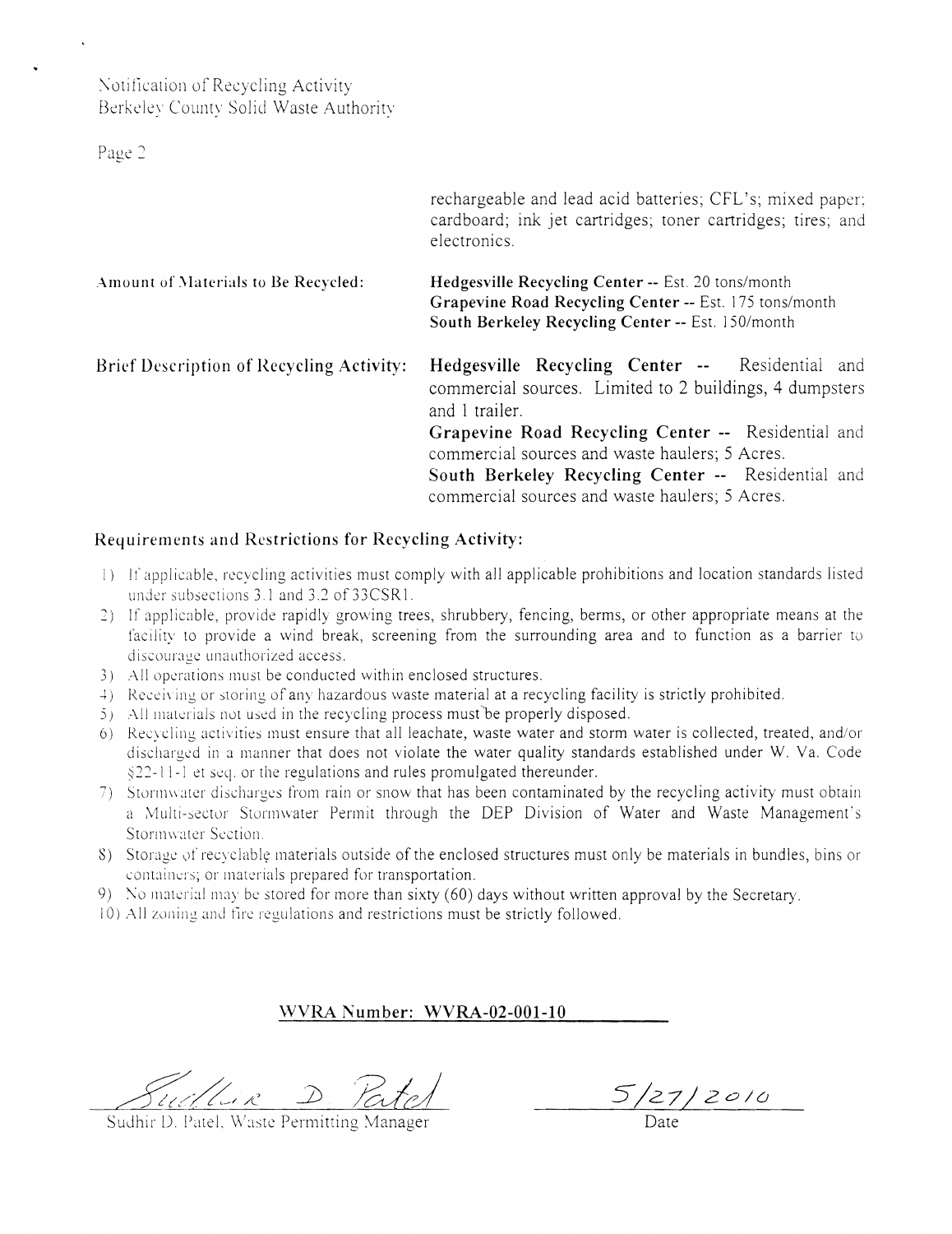Notification of Recycling Activity
Berkeley County Solid Waste Authority

Page 2

| | |
|---|---|
| | rechargeable and lead acid batteries; CFL's; mixed paper; cardboard; ink jet cartridges; toner cartridges; tires; and electronics. |
| Amount of Materials to Be Recycled: | **Hedgesville Recycling Center --** Est. 20 tons/month<br>**Grapevine Road Recycling Center --** Est. 175 tons/month<br>**South Berkeley Recycling Center --** Est. 150/month |
| Brief Description of Recycling Activity: | **Hedgesville Recycling Center --** Residential and commercial sources. Limited to 2 buildings, 4 dumpsters and 1 trailer.<br>**Grapevine Road Recycling Center --** Residential and commercial sources and waste haulers; 5 Acres.<br>**South Berkeley Recycling Center --** Residential and commercial sources and waste haulers; 5 Acres. |

## Requirements and Restrictions for Recycling Activity:

1) If applicable, recycling activities must comply with all applicable prohibitions and location standards listed under subsections 3.1 and 3.2 of 33CSR1.
2) If applicable, provide rapidly growing trees, shrubbery, fencing, berms, or other appropriate means at the facility to provide a wind break, screening from the surrounding area and to function as a barrier to discourage unauthorized access.
3) All operations must be conducted within enclosed structures.
4) Receiving or storing of any hazardous waste material at a recycling facility is strictly prohibited.
5) All materials not used in the recycling process must be properly disposed.
6) Recycling activities must ensure that all leachate, waste water and storm water is collected, treated, and/or discharged in a manner that does not violate the water quality standards established under W. Va. Code §22-11-1 et seq. or the regulations and rules promulgated thereunder.
7) Stormwater discharges from rain or snow that has been contaminated by the recycling activity must obtain a Multi-sector Stormwater Permit through the DEP Division of Water and Waste Management's Stormwater Section.
8) Storage of recyclable materials outside of the enclosed structures must only be materials in bundles, bins or containers; or materials prepared for transportation.
9) No material may be stored for more than sixty (60) days without written approval by the Secretary.
10) All zoning and fire regulations and restrictions must be strictly followed.

**WVRA Number: WVRA-02-001-10**

Sudhir D. Patel
Sudhir D. Patel, Waste Permitting Manager

5/27/2010
Date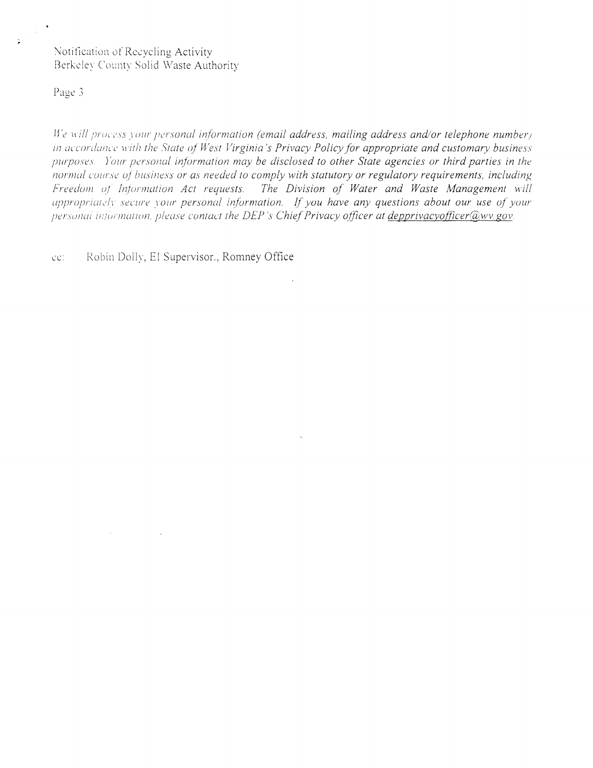Notification of Recycling Activity
Berkeley County Solid Waste Authority

*We will process your personal information (email address, mailing address and/or telephone number) in accordance with the State of West Virginia's Privacy Policy for appropriate and customary business purposes. Your personal information may be disclosed to other State agencies or third parties in the normal course of business or as needed to comply with statutory or regulatory requirements, including Freedom of Information Act requests. The Division of Water and Waste Management will appropriately secure your personal information. If you have any questions about our use of your personal information, please contact the DEP's Chief Privacy officer at depprivacyofficer@wv.gov.*

cc: Robin Dolly, EI Supervisor., Romney Office